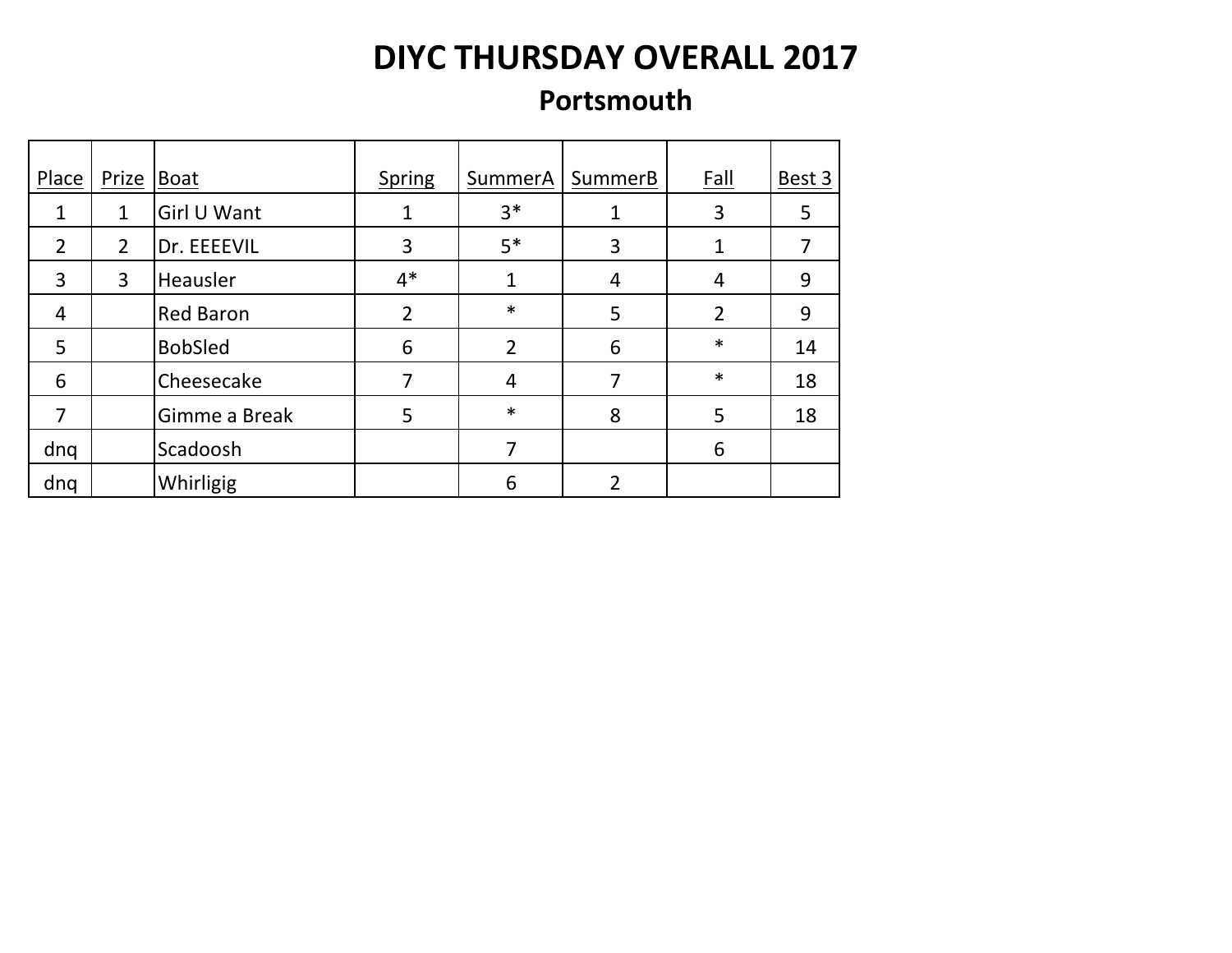# DIYC THURSDAY OVERALL 2017

## Portsmouth

| Place | Prize | Boat | Spring | SummerA | SummerB | Fall | Best 3 |
|---|---|---|---|---|---|---|---|
| 1 | 1 | Girl U Want | 1 | 3* | 1 | 3 | 5 |
| 2 | 2 | Dr. EEEEVIL | 3 | 5* | 3 | 1 | 7 |
| 3 | 3 | Heausler | 4* | 1 | 4 | 4 | 9 |
| 4 | | Red Baron | 2 | * | 5 | 2 | 9 |
| 5 | | BobSled | 6 | 2 | 6 | * | 14 |
| 6 | | Cheesecake | 7 | 4 | 7 | * | 18 |
| 7 | | Gimme a Break | 5 | * | 8 | 5 | 18 |
| dnq | | Scadoosh | | 7 | | 6 | |
| dnq | | Whirligig | | 6 | 2 | | |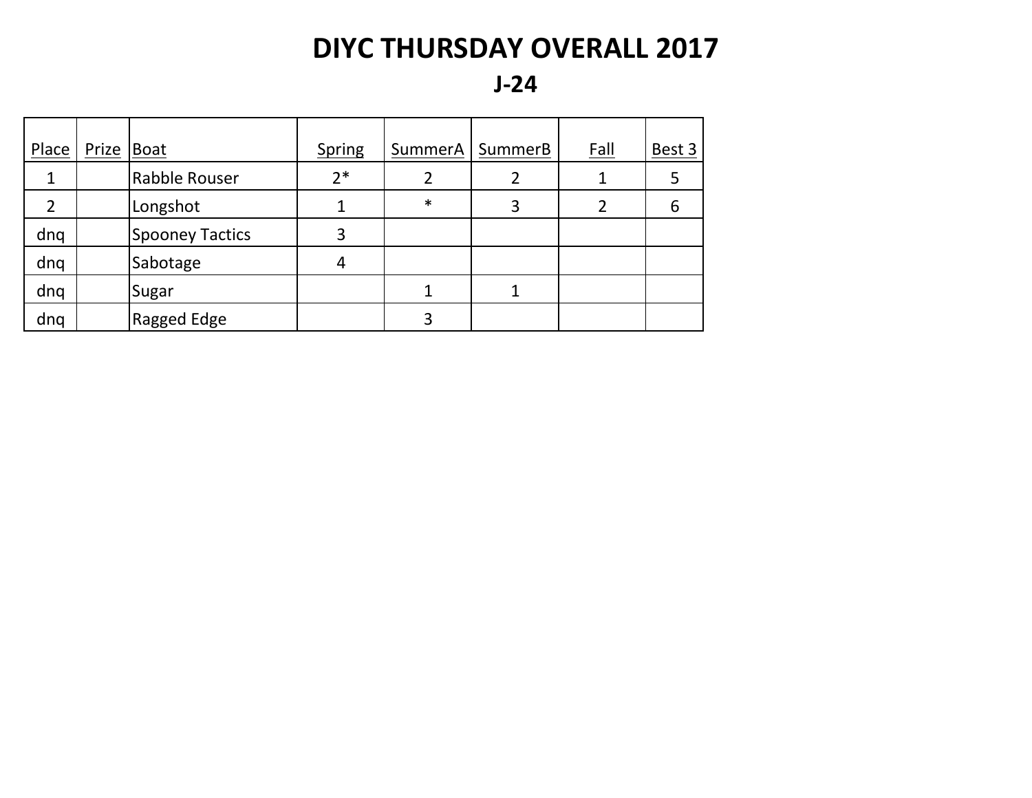# DIYC THURSDAY OVERALL 2017

## J-24

| Place | Prize | Boat | Spring | SummerA | SummerB | Fall | Best 3 |
|---|---|---|---|---|---|---|---|
| 1 | | Rabble Rouser | 2* | 2 | 2 | 1 | 5 |
| 2 | | Longshot | 1 | * | 3 | 2 | 6 |
| dnq | | Spooney Tactics | 3 | | | | |
| dnq | | Sabotage | 4 | | | | |
| dnq | | Sugar | | 1 | 1 | | |
| dnq | | Ragged Edge | | 3 | | | |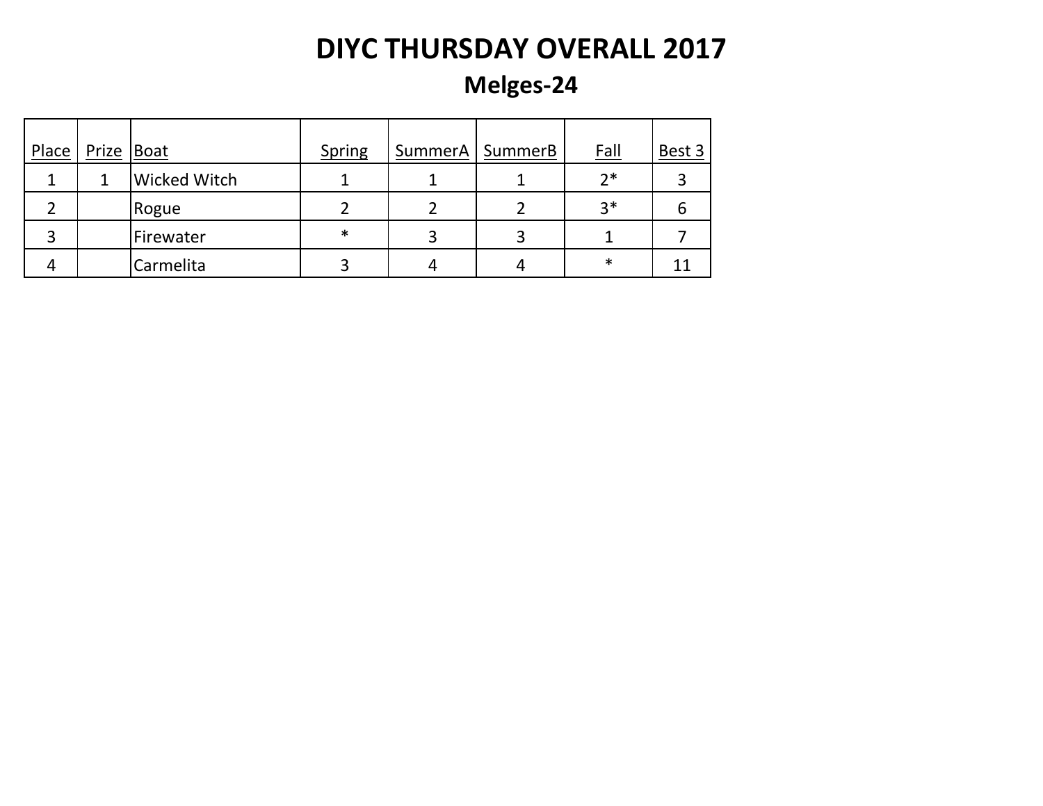# DIYC THURSDAY OVERALL 2017

## Melges-24

| Place | Prize | Boat | Spring | SummerA | SummerB | Fall | Best 3 |
|---|---|---|---|---|---|---|---|
| 1 | 1 | Wicked Witch | 1 | 1 | 1 | 2* | 3 |
| 2 | | Rogue | 2 | 2 | 2 | 3* | 6 |
| 3 | | Firewater | * | 3 | 3 | 1 | 7 |
| 4 | | Carmelita | 3 | 4 | 4 | * | 11 |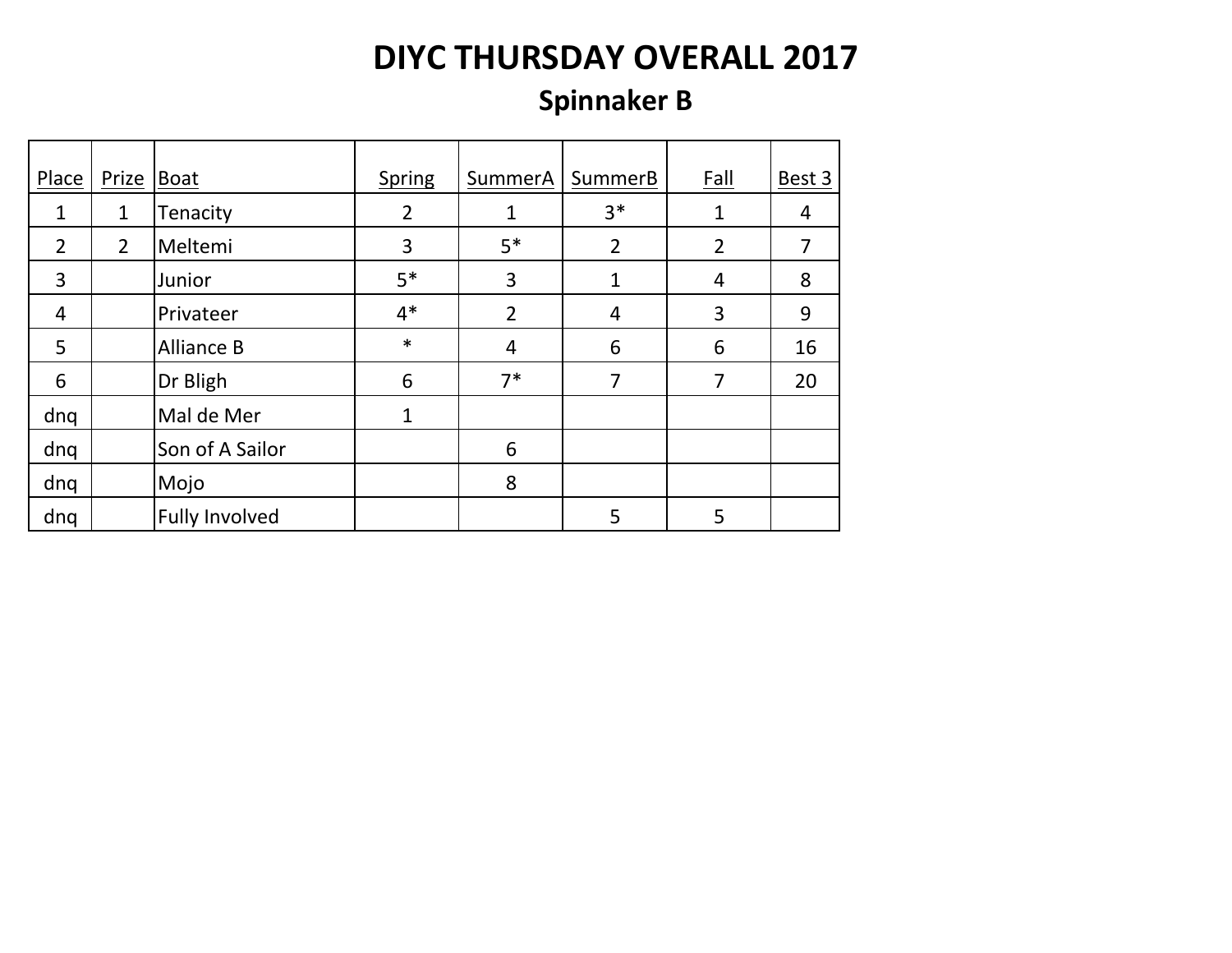# DIYC THURSDAY OVERALL 2017

## Spinnaker B

| Place | Prize | Boat | Spring | SummerA | SummerB | Fall | Best 3 |
|---|---|---|---|---|---|---|---|
| 1 | 1 | Tenacity | 2 | 1 | 3* | 1 | 4 |
| 2 | 2 | Meltemi | 3 | 5* | 2 | 2 | 7 |
| 3 | | Junior | 5* | 3 | 1 | 4 | 8 |
| 4 | | Privateer | 4* | 2 | 4 | 3 | 9 |
| 5 | | Alliance B | * | 4 | 6 | 6 | 16 |
| 6 | | Dr Bligh | 6 | 7* | 7 | 7 | 20 |
| dnq | | Mal de Mer | 1 | | | | |
| dnq | | Son of A Sailor | | 6 | | | |
| dnq | | Mojo | | 8 | | | |
| dnq | | Fully Involved | | | 5 | 5 | |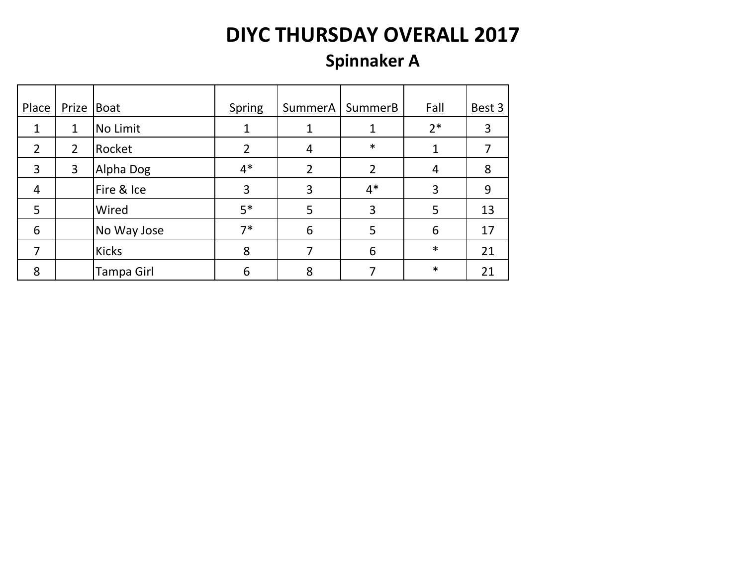# DIYC THURSDAY OVERALL 2017

## Spinnaker A

| Place | Prize | Boat | Spring | SummerA | SummerB | Fall | Best 3 |
|---|---|---|---|---|---|---|---|
| 1 | 1 | No Limit | 1 | 1 | 1 | 2* | 3 |
| 2 | 2 | Rocket | 2 | 4 | * | 1 | 7 |
| 3 | 3 | Alpha Dog | 4* | 2 | 2 | 4 | 8 |
| 4 | | Fire & Ice | 3 | 3 | 4* | 3 | 9 |
| 5 | | Wired | 5* | 5 | 3 | 5 | 13 |
| 6 | | No Way Jose | 7* | 6 | 5 | 6 | 17 |
| 7 | | Kicks | 8 | 7 | 6 | * | 21 |
| 8 | | Tampa Girl | 6 | 8 | 7 | * | 21 |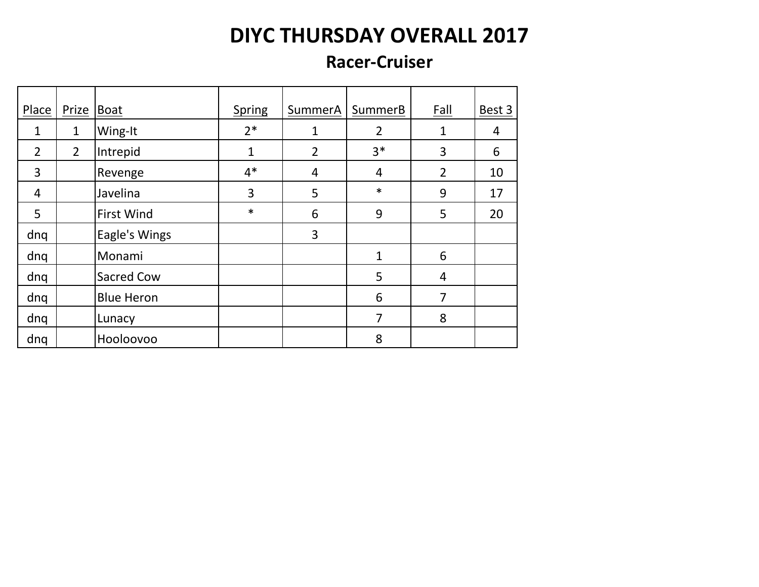# DIYC THURSDAY OVERALL 2017

## Racer-Cruiser

| Place | Prize | Boat | Spring | SummerA | SummerB | Fall | Best 3 |
|---|---|---|---|---|---|---|---|
| 1 | 1 | Wing-It | 2* | 1 | 2 | 1 | 4 |
| 2 | 2 | Intrepid | 1 | 2 | 3* | 3 | 6 |
| 3 | | Revenge | 4* | 4 | 4 | 2 | 10 |
| 4 | | Javelina | 3 | 5 | * | 9 | 17 |
| 5 | | First Wind | * | 6 | 9 | 5 | 20 |
| dnq | | Eagle's Wings | | 3 | | | |
| dnq | | Monami | | | 1 | 6 | |
| dnq | | Sacred Cow | | | 5 | 4 | |
| dnq | | Blue Heron | | | 6 | 7 | |
| dnq | | Lunacy | | | 7 | 8 | |
| dnq | | Hooloovoo | | | 8 | | |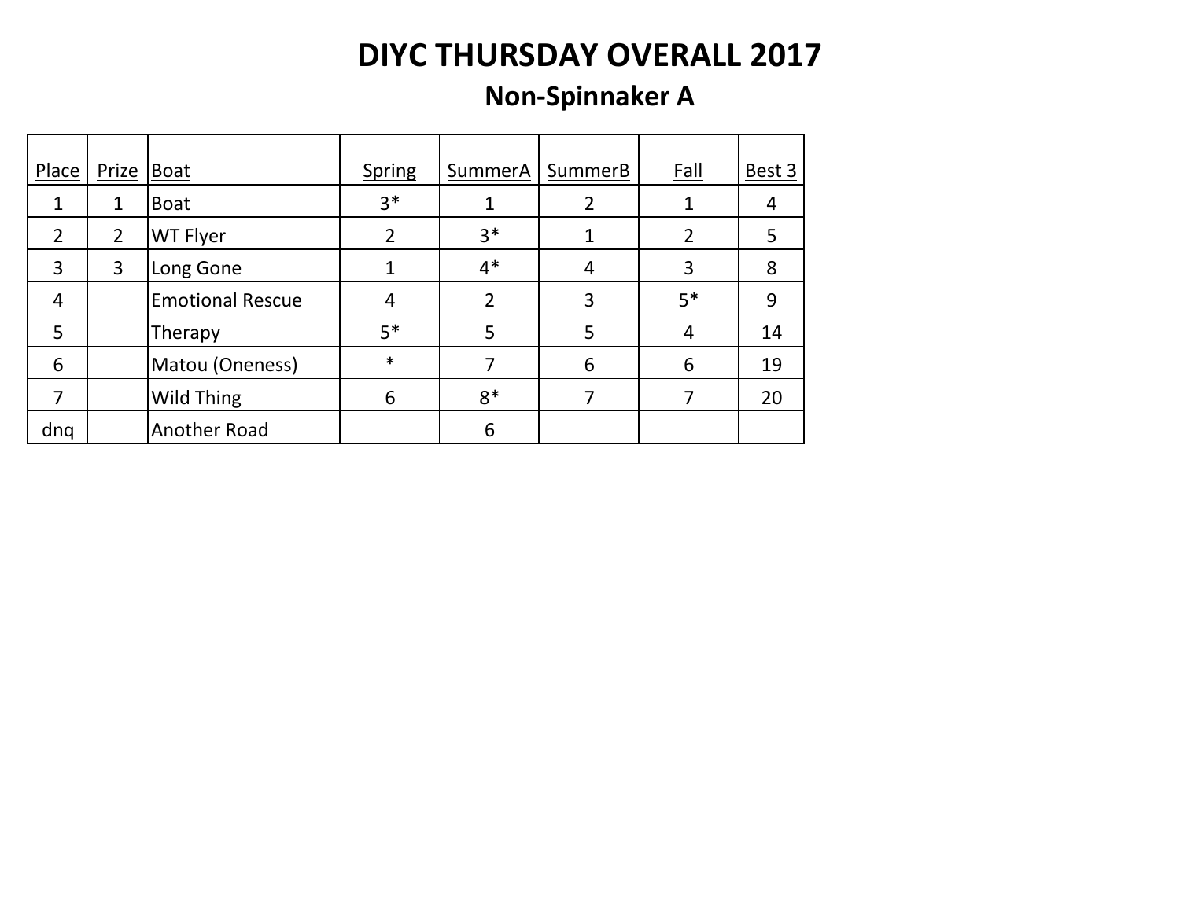# DIYC THURSDAY OVERALL 2017

## Non-Spinnaker A

| Place | Prize | Boat | Spring | SummerA | SummerB | Fall | Best 3 |
|---|---|---|---|---|---|---|---|
| 1 | 1 | Boat | 3* | 1 | 2 | 1 | 4 |
| 2 | 2 | WT Flyer | 2 | 3* | 1 | 2 | 5 |
| 3 | 3 | Long Gone | 1 | 4* | 4 | 3 | 8 |
| 4 | | Emotional Rescue | 4 | 2 | 3 | 5* | 9 |
| 5 | | Therapy | 5* | 5 | 5 | 4 | 14 |
| 6 | | Matou (Oneness) | * | 7 | 6 | 6 | 19 |
| 7 | | Wild Thing | 6 | 8* | 7 | 7 | 20 |
| dnq | | Another Road | | 6 | | | |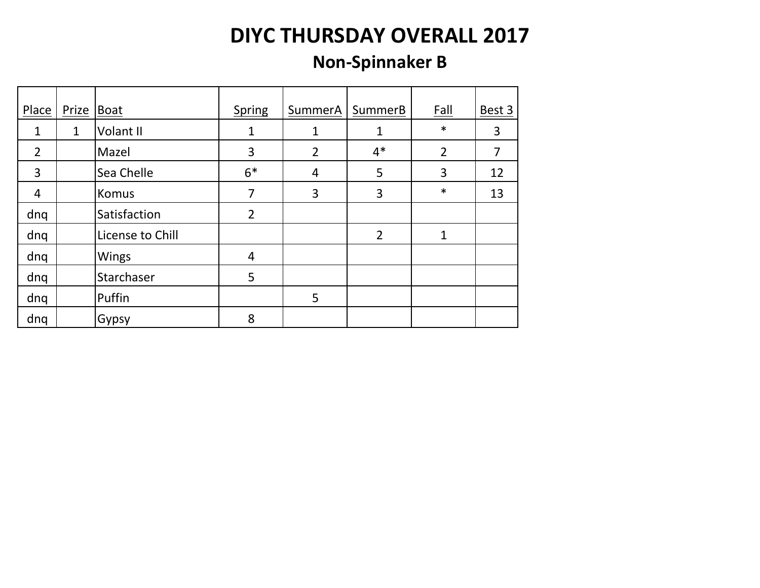# DIYC THURSDAY OVERALL 2017

## Non-Spinnaker B

| Place | Prize | Boat | Spring | SummerA | SummerB | Fall | Best 3 |
|---|---|---|---|---|---|---|---|
| 1 | 1 | Volant II | 1 | 1 | 1 | * | 3 |
| 2 | | Mazel | 3 | 2 | 4* | 2 | 7 |
| 3 | | Sea Chelle | 6* | 4 | 5 | 3 | 12 |
| 4 | | Komus | 7 | 3 | 3 | * | 13 |
| dnq | | Satisfaction | 2 | | | | |
| dnq | | License to Chill | | | 2 | 1 | |
| dnq | | Wings | 4 | | | | |
| dnq | | Starchaser | 5 | | | | |
| dnq | | Puffin | | 5 | | | |
| dnq | | Gypsy | 8 | | | | |